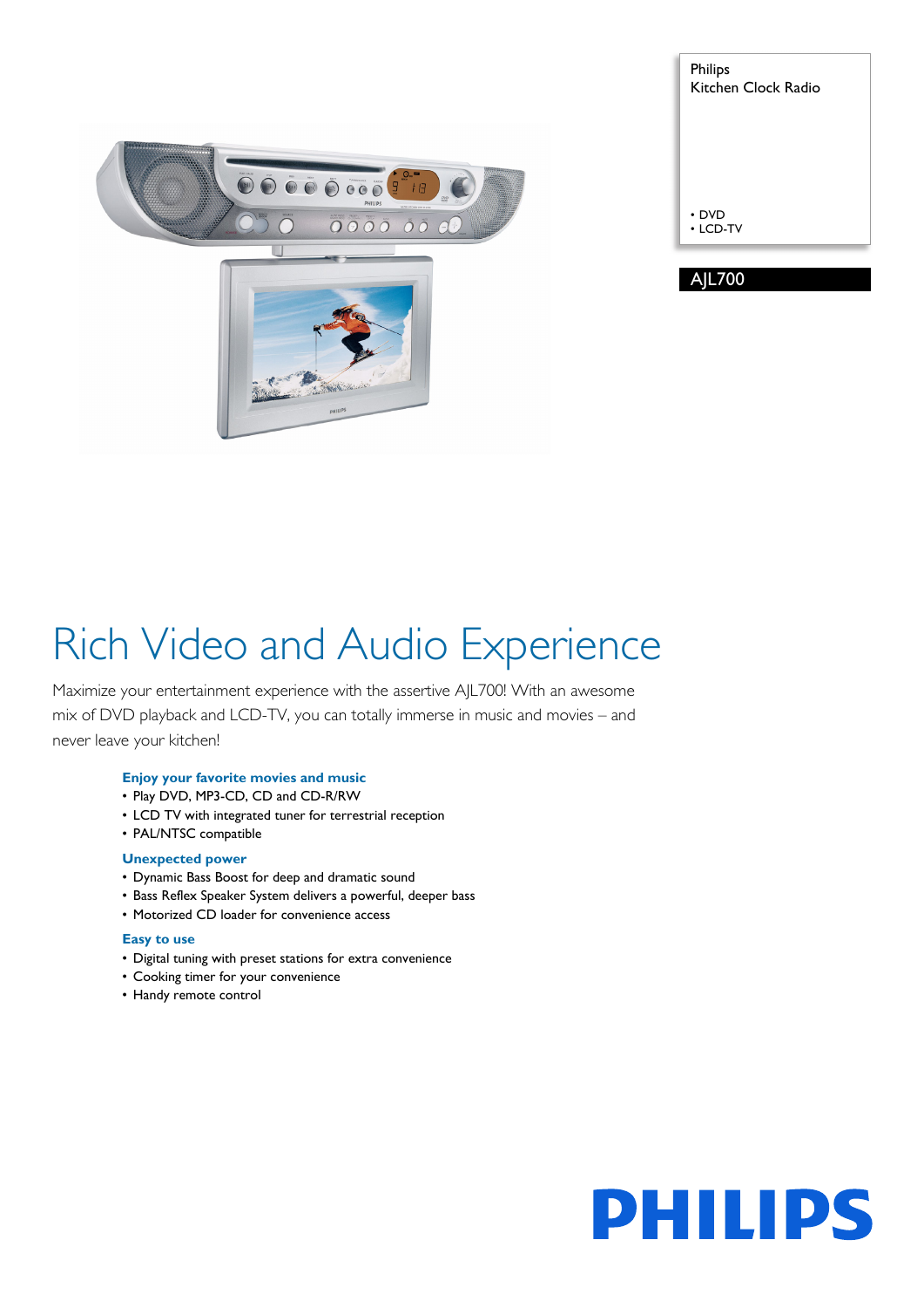Philips
Kitchen Clock Radio

- DVD
- LCD-TV

AJL700

# Rich Video and Audio Experience

Maximize your entertainment experience with the assertive AJL700! With an awesome mix of DVD playback and LCD-TV, you can totally immerse in music and movies – and never leave your kitchen!

### Enjoy your favorite movies and music

- Play DVD, MP3-CD, CD and CD-R/RW
- LCD TV with integrated tuner for terrestrial reception
- PAL/NTSC compatible

### Unexpected power

- Dynamic Bass Boost for deep and dramatic sound
- Bass Reflex Speaker System delivers a powerful, deeper bass
- Motorized CD loader for convenience access

### Easy to use

- Digital tuning with preset stations for extra convenience
- Cooking timer for your convenience
- Handy remote control

PHILIPS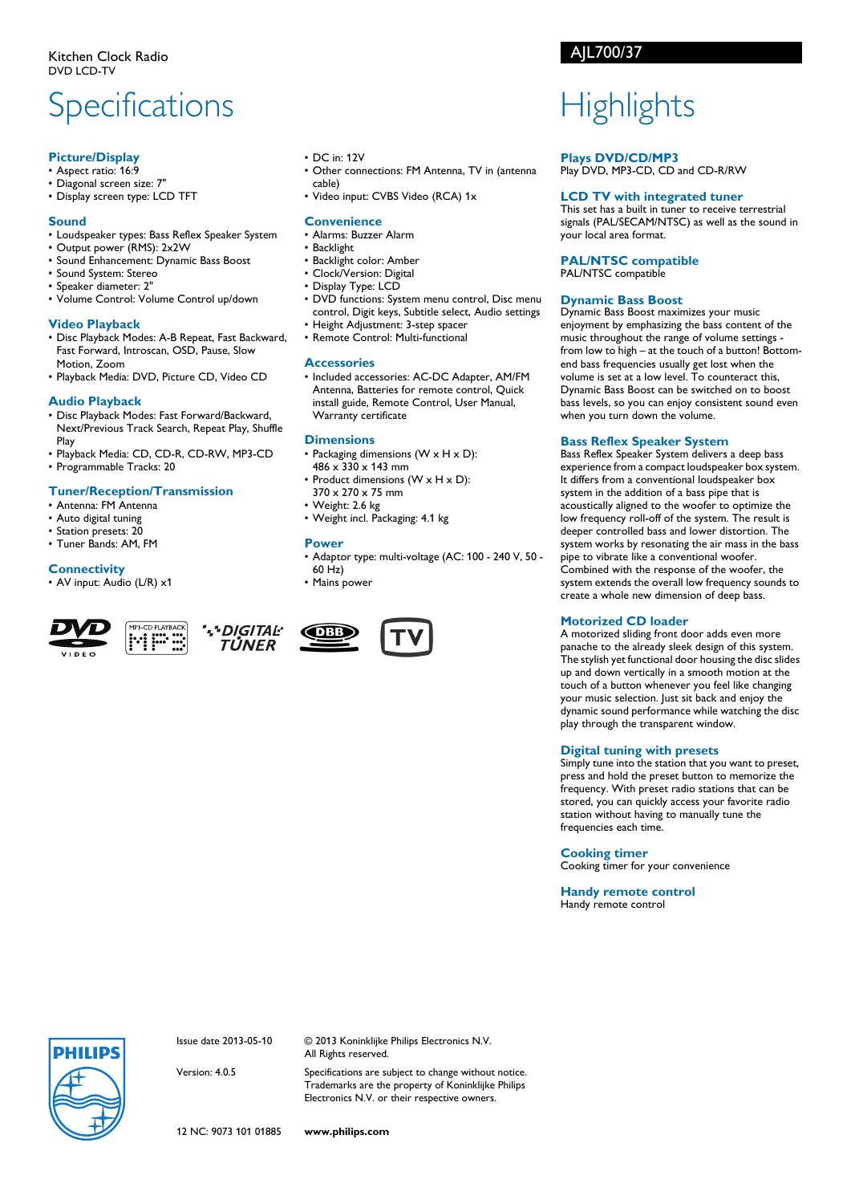Kitchen Clock Radio
DVD LCD-TV

AJL700/37

# Specifications

## Picture/Display
- Aspect ratio: 16:9
- Diagonal screen size: 7"
- Display screen type: LCD TFT

## Sound
- Loudspeaker types: Bass Reflex Speaker System
- Output power (RMS): 2x2W
- Sound Enhancement: Dynamic Bass Boost
- Sound System: Stereo
- Speaker diameter: 2"
- Volume Control: Volume Control up/down

## Video Playback
- Disc Playback Modes: A-B Repeat, Fast Backward, Fast Forward, Introscan, OSD, Pause, Slow Motion, Zoom
- Playback Media: DVD, Picture CD, Video CD

## Audio Playback
- Disc Playback Modes: Fast Forward/Backward, Next/Previous Track Search, Repeat Play, Shuffle Play
- Playback Media: CD, CD-R, CD-RW, MP3-CD
- Programmable Tracks: 20

## Tuner/Reception/Transmission
- Antenna: FM Antenna
- Auto digital tuning
- Station presets: 20
- Tuner Bands: AM, FM

## Connectivity
- AV input: Audio (L/R) x1
- DC in: 12V
- Other connections: FM Antenna, TV in (antenna cable)
- Video input: CVBS Video (RCA) 1x

## Convenience
- Alarms: Buzzer Alarm
- Backlight
- Backlight color: Amber
- Clock/Version: Digital
- Display Type: LCD
- DVD functions: System menu control, Disc menu control, Digit keys, Subtitle select, Audio settings
- Height Adjustment: 3-step spacer
- Remote Control: Multi-functional

## Accessories
- Included accessories: AC-DC Adapter, AM/FM Antenna, Batteries for remote control, Quick install guide, Remote Control, User Manual, Warranty certificate

## Dimensions
- Packaging dimensions (W x H x D): 486 x 330 x 143 mm
- Product dimensions (W x H x D): 370 x 270 x 75 mm
- Weight: 2.6 kg
- Weight incl. Packaging: 4.1 kg

## Power
- Adaptor type: multi-voltage (AC: 100 - 240 V, 50 - 60 Hz)
- Mains power

# Highlights

## Plays DVD/CD/MP3
Play DVD, MP3-CD, CD and CD-R/RW

## LCD TV with integrated tuner
This set has a built in tuner to receive terrestrial signals (PAL/SECAM/NTSC) as well as the sound in your local area format.

## PAL/NTSC compatible
PAL/NTSC compatible

## Dynamic Bass Boost
Dynamic Bass Boost maximizes your music enjoyment by emphasizing the bass content of the music throughout the range of volume settings - from low to high – at the touch of a button! Bottom-end bass frequencies usually get lost when the volume is set at a low level. To counteract this, Dynamic Bass Boost can be switched on to boost bass levels, so you can enjoy consistent sound even when you turn down the volume.

## Bass Reflex Speaker System
Bass Reflex Speaker System delivers a deep bass experience from a compact loudspeaker box system. It differs from a conventional loudspeaker box system in the addition of a bass pipe that is acoustically aligned to the woofer to optimize the low frequency roll-off of the system. The result is deeper controlled bass and lower distortion. The system works by resonating the air mass in the bass pipe to vibrate like a conventional woofer. Combined with the response of the woofer, the system extends the overall low frequency sounds to create a whole new dimension of deep bass.

## Motorized CD loader
A motorized sliding front door adds even more panache to the already sleek design of this system. The stylish yet functional door housing the disc slides up and down vertically in a smooth motion at the touch of a button whenever you feel like changing your music selection. Just sit back and enjoy the dynamic sound performance while watching the disc play through the transparent window.

## Digital tuning with presets
Simply tune into the station that you want to preset, press and hold the preset button to memorize the frequency. With preset radio stations that can be stored, you can quickly access your favorite radio station without having to manually tune the frequencies each time.

## Cooking timer
Cooking timer for your convenience

## Handy remote control
Handy remote control

Issue date 2013-05-10

Version: 4.0.5

12 NC: 9073 101 01885

© 2013 Koninklijke Philips Electronics N.V.
All Rights reserved.

Specifications are subject to change without notice. Trademarks are the property of Koninklijke Philips Electronics N.V. or their respective owners.

www.philips.com